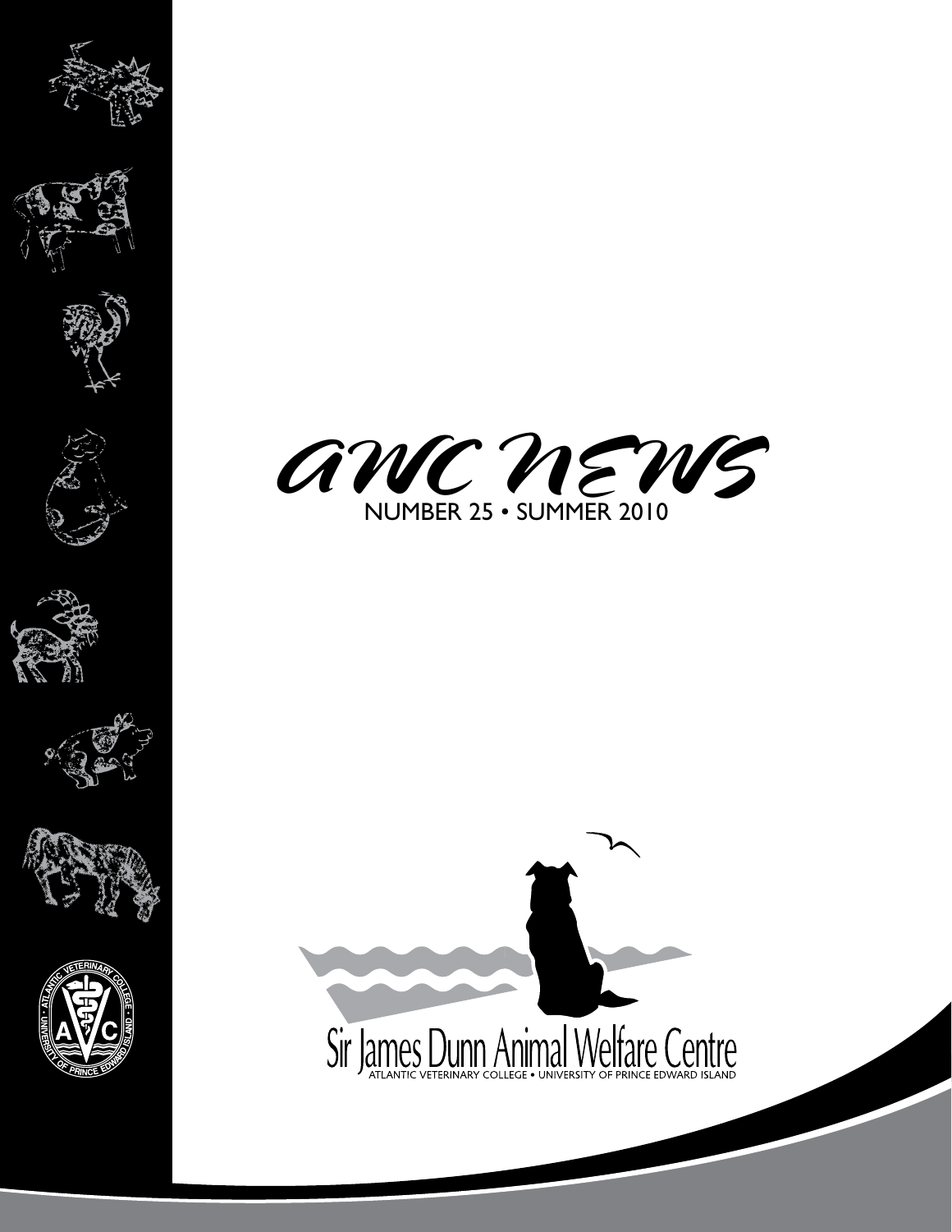# AWC NEWS

NUMBER 25 • SUMMER 2010

Sir James Dunn Animal Welfare Centre

ATLANTIC VETERINARY COLLEGE • UNIVERSITY OF PRINCE EDWARD ISLAND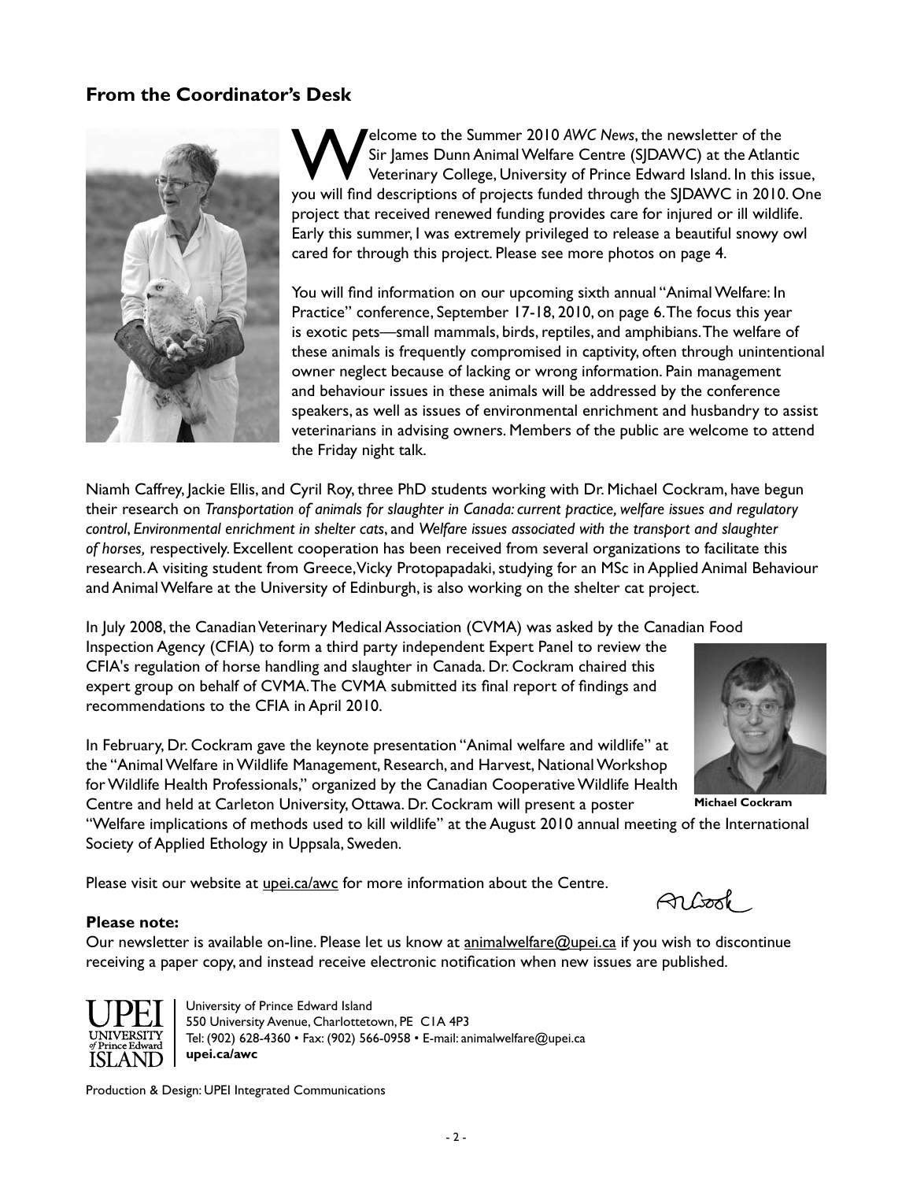## From the Coordinator's Desk

Welcome to the Summer 2010 *AWC News*, the newsletter of the Sir James Dunn Animal Welfare Centre (SJDAWC) at the Atlantic Veterinary College, University of Prince Edward Island. In this issue, you will find descriptions of projects funded through the SJDAWC in 2010. One project that received renewed funding provides care for injured or ill wildlife. Early this summer, I was extremely privileged to release a beautiful snowy owl cared for through this project. Please see more photos on page 4.

You will find information on our upcoming sixth annual "Animal Welfare: In Practice" conference, September 17-18, 2010, on page 6. The focus this year is exotic pets—small mammals, birds, reptiles, and amphibians. The welfare of these animals is frequently compromised in captivity, often through unintentional owner neglect because of lacking or wrong information. Pain management and behaviour issues in these animals will be addressed by the conference speakers, as well as issues of environmental enrichment and husbandry to assist veterinarians in advising owners. Members of the public are welcome to attend the Friday night talk.

Niamh Caffrey, Jackie Ellis, and Cyril Roy, three PhD students working with Dr. Michael Cockram, have begun their research on *Transportation of animals for slaughter in Canada: current practice, welfare issues and regulatory control*, *Environmental enrichment in shelter cats*, and *Welfare issues associated with the transport and slaughter of horses,* respectively. Excellent cooperation has been received from several organizations to facilitate this research. A visiting student from Greece, Vicky Protopapadaki, studying for an MSc in Applied Animal Behaviour and Animal Welfare at the University of Edinburgh, is also working on the shelter cat project.

In July 2008, the Canadian Veterinary Medical Association (CVMA) was asked by the Canadian Food Inspection Agency (CFIA) to form a third party independent Expert Panel to review the CFIA's regulation of horse handling and slaughter in Canada. Dr. Cockram chaired this expert group on behalf of CVMA. The CVMA submitted its final report of findings and recommendations to the CFIA in April 2010.

In February, Dr. Cockram gave the keynote presentation "Animal welfare and wildlife" at the "Animal Welfare in Wildlife Management, Research, and Harvest, National Workshop for Wildlife Health Professionals," organized by the Canadian Cooperative Wildlife Health Centre and held at Carleton University, Ottawa. Dr. Cockram will present a poster "Welfare implications of methods used to kill wildlife" at the August 2010 annual meeting of the International Society of Applied Ethology in Uppsala, Sweden.

**Michael Cockram**

Please visit our website at upei.ca/awc for more information about the Centre.

**Please note:**

Our newsletter is available on-line. Please let us know at animalwelfare@upei.ca if you wish to discontinue receiving a paper copy, and instead receive electronic notification when new issues are published.

University of Prince Edward Island
550 University Avenue, Charlottetown, PE C1A 4P3
Tel: (902) 628-4360 • Fax: (902) 566-0958 • E-mail: animalwelfare@upei.ca
**upei.ca/awc**

Production & Design: UPEI Integrated Communications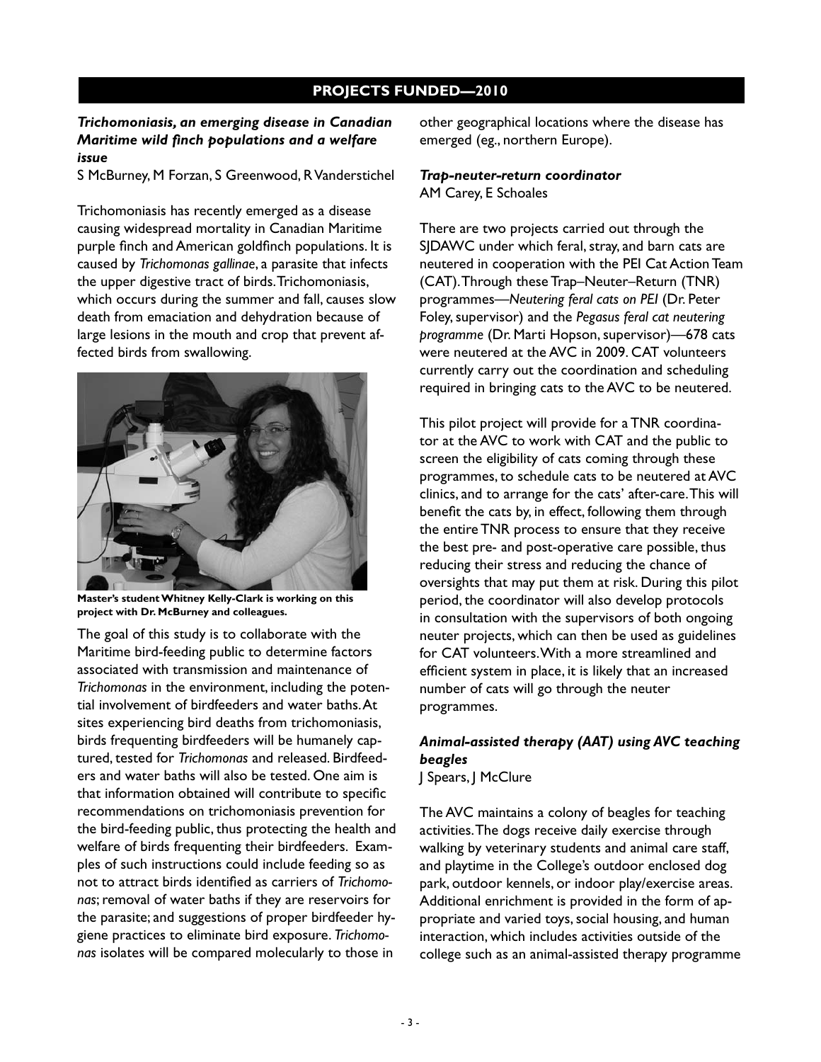## PROJECTS FUNDED—2010

### *Trichomoniasis, an emerging disease in Canadian Maritime wild finch populations and a welfare issue*

S McBurney, M Forzan, S Greenwood, R Vanderstichel

Trichomoniasis has recently emerged as a disease causing widespread mortality in Canadian Maritime purple finch and American goldfinch populations. It is caused by *Trichomonas gallinae*, a parasite that infects the upper digestive tract of birds. Trichomoniasis, which occurs during the summer and fall, causes slow death from emaciation and dehydration because of large lesions in the mouth and crop that prevent affected birds from swallowing.

**Master's student Whitney Kelly-Clark is working on this project with Dr. McBurney and colleagues.**

The goal of this study is to collaborate with the Maritime bird-feeding public to determine factors associated with transmission and maintenance of *Trichomonas* in the environment, including the potential involvement of birdfeeders and water baths. At sites experiencing bird deaths from trichomoniasis, birds frequenting birdfeeders will be humanely captured, tested for *Trichomonas* and released. Birdfeeders and water baths will also be tested. One aim is that information obtained will contribute to specific recommendations on trichomoniasis prevention for the bird-feeding public, thus protecting the health and welfare of birds frequenting their birdfeeders. Examples of such instructions could include feeding so as not to attract birds identified as carriers of *Trichomonas*; removal of water baths if they are reservoirs for the parasite; and suggestions of proper birdfeeder hygiene practices to eliminate bird exposure. *Trichomonas* isolates will be compared molecularly to those in other geographical locations where the disease has emerged (eg., northern Europe).

### *Trap-neuter-return coordinator*

AM Carey, E Schoales

There are two projects carried out through the SJDAWC under which feral, stray, and barn cats are neutered in cooperation with the PEI Cat Action Team (CAT). Through these Trap–Neuter–Return (TNR) programmes—*Neutering feral cats on PEI* (Dr. Peter Foley, supervisor) and the *Pegasus feral cat neutering programme* (Dr. Marti Hopson, supervisor)—678 cats were neutered at the AVC in 2009. CAT volunteers currently carry out the coordination and scheduling required in bringing cats to the AVC to be neutered.

This pilot project will provide for a TNR coordinator at the AVC to work with CAT and the public to screen the eligibility of cats coming through these programmes, to schedule cats to be neutered at AVC clinics, and to arrange for the cats' after-care. This will benefit the cats by, in effect, following them through the entire TNR process to ensure that they receive the best pre- and post-operative care possible, thus reducing their stress and reducing the chance of oversights that may put them at risk. During this pilot period, the coordinator will also develop protocols in consultation with the supervisors of both ongoing neuter projects, which can then be used as guidelines for CAT volunteers. With a more streamlined and efficient system in place, it is likely that an increased number of cats will go through the neuter programmes.

### *Animal-assisted therapy (AAT) using AVC teaching beagles*

J Spears, J McClure

The AVC maintains a colony of beagles for teaching activities. The dogs receive daily exercise through walking by veterinary students and animal care staff, and playtime in the College's outdoor enclosed dog park, outdoor kennels, or indoor play/exercise areas. Additional enrichment is provided in the form of appropriate and varied toys, social housing, and human interaction, which includes activities outside of the college such as an animal-assisted therapy programme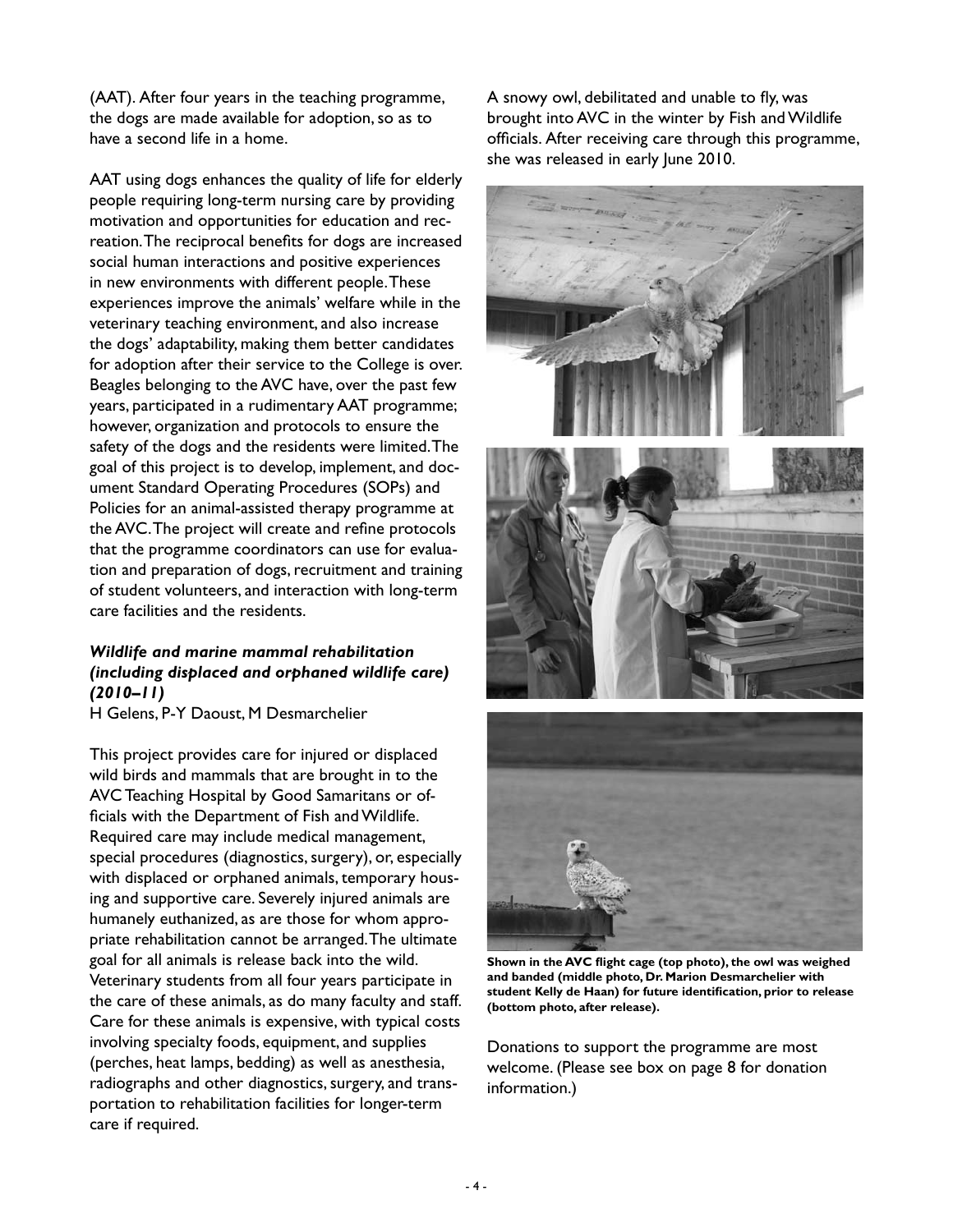(AAT). After four years in the teaching programme, the dogs are made available for adoption, so as to have a second life in a home.

AAT using dogs enhances the quality of life for elderly people requiring long-term nursing care by providing motivation and opportunities for education and recreation. The reciprocal benefits for dogs are increased social human interactions and positive experiences in new environments with different people. These experiences improve the animals' welfare while in the veterinary teaching environment, and also increase the dogs' adaptability, making them better candidates for adoption after their service to the College is over. Beagles belonging to the AVC have, over the past few years, participated in a rudimentary AAT programme; however, organization and protocols to ensure the safety of the dogs and the residents were limited. The goal of this project is to develop, implement, and document Standard Operating Procedures (SOPs) and Policies for an animal-assisted therapy programme at the AVC. The project will create and refine protocols that the programme coordinators can use for evaluation and preparation of dogs, recruitment and training of student volunteers, and interaction with long-term care facilities and the residents.

### *Wildlife and marine mammal rehabilitation (including displaced and orphaned wildlife care) (2010–11)*

H Gelens, P-Y Daoust, M Desmarchelier

This project provides care for injured or displaced wild birds and mammals that are brought in to the AVC Teaching Hospital by Good Samaritans or officials with the Department of Fish and Wildlife. Required care may include medical management, special procedures (diagnostics, surgery), or, especially with displaced or orphaned animals, temporary housing and supportive care. Severely injured animals are humanely euthanized, as are those for whom appropriate rehabilitation cannot be arranged. The ultimate goal for all animals is release back into the wild. Veterinary students from all four years participate in the care of these animals, as do many faculty and staff. Care for these animals is expensive, with typical costs involving specialty foods, equipment, and supplies (perches, heat lamps, bedding) as well as anesthesia, radiographs and other diagnostics, surgery, and transportation to rehabilitation facilities for longer-term care if required.

A snowy owl, debilitated and unable to fly, was brought into AVC in the winter by Fish and Wildlife officials. After receiving care through this programme, she was released in early June 2010.

**Shown in the AVC flight cage (top photo), the owl was weighed and banded (middle photo, Dr. Marion Desmarchelier with student Kelly de Haan) for future identification, prior to release (bottom photo, after release).**

Donations to support the programme are most welcome. (Please see box on page 8 for donation information.)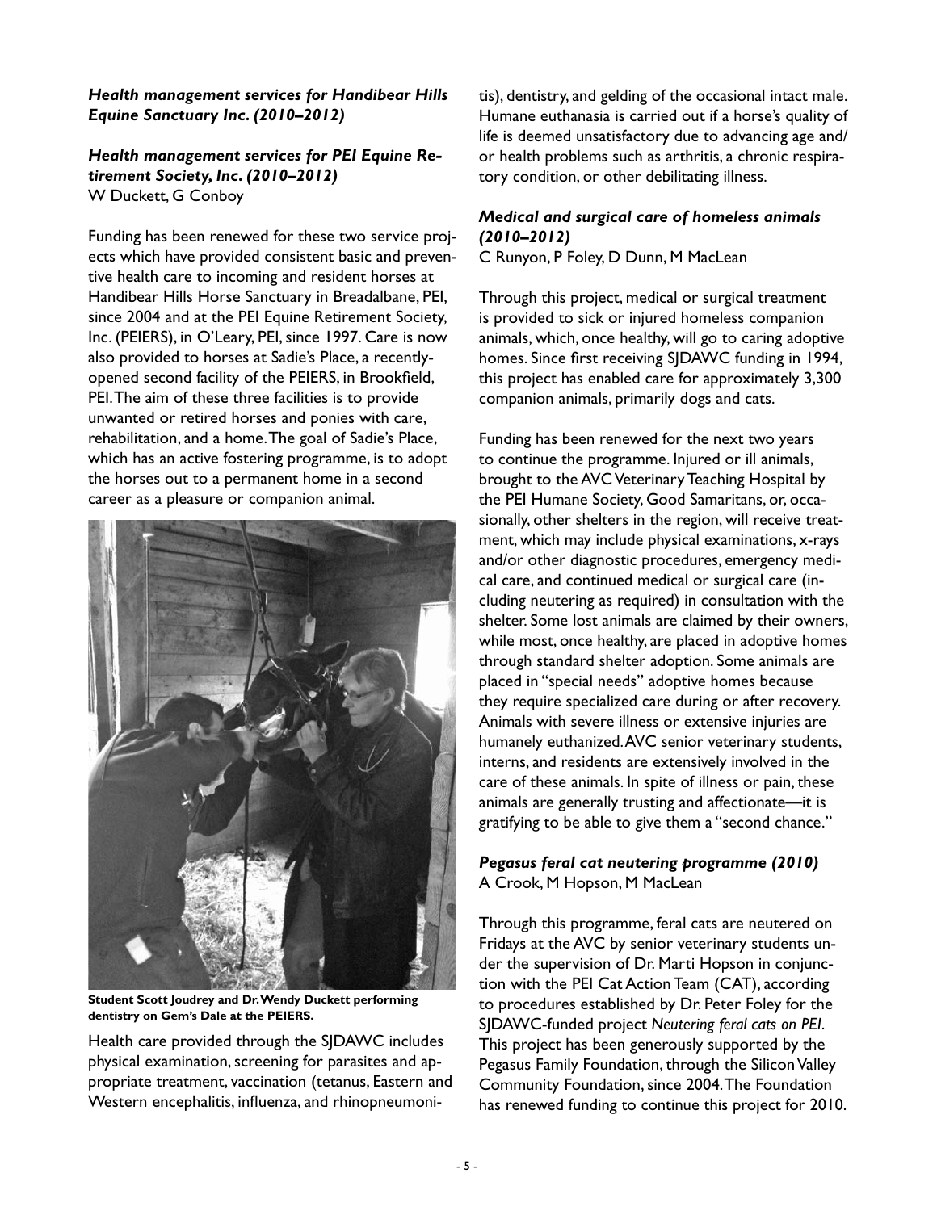### *Health management services for Handibear Hills Equine Sanctuary Inc. (2010–2012)*

### *Health management services for PEI Equine Retirement Society, Inc. (2010–2012)*

W Duckett, G Conboy

Funding has been renewed for these two service projects which have provided consistent basic and preventive health care to incoming and resident horses at Handibear Hills Horse Sanctuary in Breadalbane, PEI, since 2004 and at the PEI Equine Retirement Society, Inc. (PEIERS), in O'Leary, PEI, since 1997. Care is now also provided to horses at Sadie's Place, a recently-opened second facility of the PEIERS, in Brookfield, PEI. The aim of these three facilities is to provide unwanted or retired horses and ponies with care, rehabilitation, and a home. The goal of Sadie's Place, which has an active fostering programme, is to adopt the horses out to a permanent home in a second career as a pleasure or companion animal.

**Student Scott Joudrey and Dr. Wendy Duckett performing dentistry on Gem's Dale at the PEIERS.**

Health care provided through the SJDAWC includes physical examination, screening for parasites and appropriate treatment, vaccination (tetanus, Eastern and Western encephalitis, influenza, and rhinopneumonitis), dentistry, and gelding of the occasional intact male. Humane euthanasia is carried out if a horse's quality of life is deemed unsatisfactory due to advancing age and/or health problems such as arthritis, a chronic respiratory condition, or other debilitating illness.

### *Medical and surgical care of homeless animals (2010–2012)*

C Runyon, P Foley, D Dunn, M MacLean

Through this project, medical or surgical treatment is provided to sick or injured homeless companion animals, which, once healthy, will go to caring adoptive homes. Since first receiving SJDAWC funding in 1994, this project has enabled care for approximately 3,300 companion animals, primarily dogs and cats.

Funding has been renewed for the next two years to continue the programme. Injured or ill animals, brought to the AVC Veterinary Teaching Hospital by the PEI Humane Society, Good Samaritans, or, occasionally, other shelters in the region, will receive treatment, which may include physical examinations, x-rays and/or other diagnostic procedures, emergency medical care, and continued medical or surgical care (including neutering as required) in consultation with the shelter. Some lost animals are claimed by their owners, while most, once healthy, are placed in adoptive homes through standard shelter adoption. Some animals are placed in "special needs" adoptive homes because they require specialized care during or after recovery. Animals with severe illness or extensive injuries are humanely euthanized. AVC senior veterinary students, interns, and residents are extensively involved in the care of these animals. In spite of illness or pain, these animals are generally trusting and affectionate—it is gratifying to be able to give them a "second chance."

### *Pegasus feral cat neutering programme (2010)*

A Crook, M Hopson, M MacLean

Through this programme, feral cats are neutered on Fridays at the AVC by senior veterinary students under the supervision of Dr. Marti Hopson in conjunction with the PEI Cat Action Team (CAT), according to procedures established by Dr. Peter Foley for the SJDAWC-funded project *Neutering feral cats on PEI*. This project has been generously supported by the Pegasus Family Foundation, through the Silicon Valley Community Foundation, since 2004. The Foundation has renewed funding to continue this project for 2010.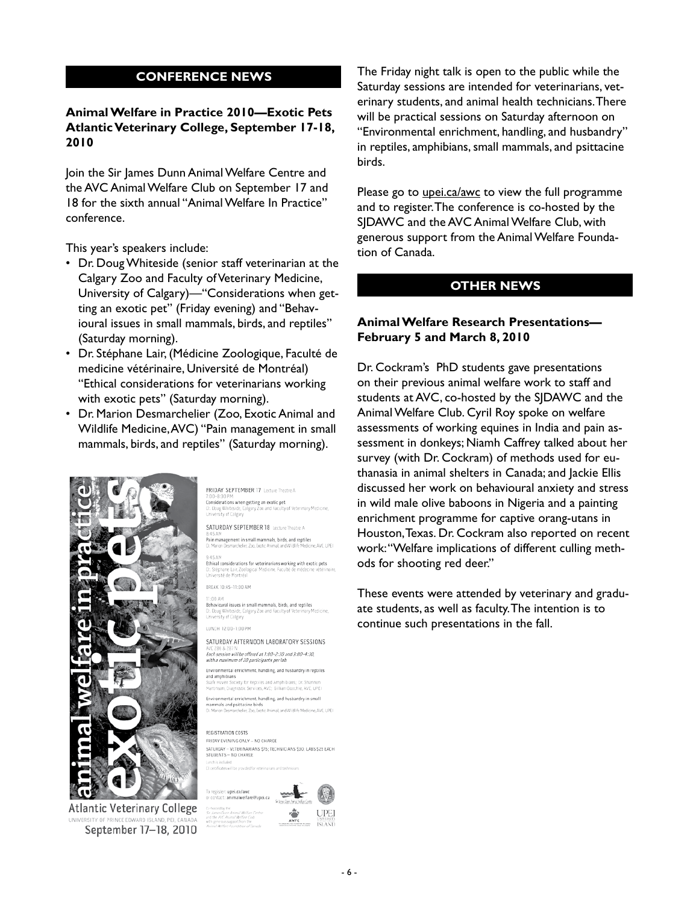## CONFERENCE NEWS

### Animal Welfare in Practice 2010—Exotic Pets Atlantic Veterinary College, September 17-18, 2010

Join the Sir James Dunn Animal Welfare Centre and the AVC Animal Welfare Club on September 17 and 18 for the sixth annual "Animal Welfare In Practice" conference.

This year's speakers include:

- Dr. Doug Whiteside (senior staff veterinarian at the Calgary Zoo and Faculty of Veterinary Medicine, University of Calgary)—"Considerations when getting an exotic pet" (Friday evening) and "Behavioural issues in small mammals, birds, and reptiles" (Saturday morning).
- Dr. Stéphane Lair, (Médicine Zoologique, Faculté de medicine vétérinaire, Université de Montréal) "Ethical considerations for veterinarians working with exotic pets" (Saturday morning).
- Dr. Marion Desmarchelier (Zoo, Exotic Animal and Wildlife Medicine, AVC) "Pain management in small mammals, birds, and reptiles" (Saturday morning).

animal welfare in practice

exotic pets

Atlantic Veterinary College
UNIVERSITY OF PRINCE EDWARD ISLAND, PEI, CANADA
September 17–18, 2010

FRIDAY SEPTEMBER 17 Lecture Theatre A
7:00–8:30 PM
Considerations when getting an exotic pet
Dr. Doug Whiteside, Calgary Zoo and Faculty of Veterinary Medicine, University of Calgary

SATURDAY SEPTEMBER 18 Lecture Theatre A
8:45 AM
Pain management in small mammals, birds, and reptiles
Dr. Marion Desmarchelier, Zoo, Exotic Animal, and Wildlife Medicine, AVC, UPEI

9:45 AM
Ethical considerations for veterinarians working with exotic pets
Dr. Stéphane Lair, Zoological Medicine, Faculté de médecine vétérinaire, Université de Montréal

BREAK 10:45–11:00 AM

11:00 AM
Behavioural issues in small mammals, birds, and reptiles
Dr. Doug Whiteside, Calgary Zoo and Faculty of Veterinary Medicine, University of Calgary

LUNCH 12:00–1:00 PM

SATURDAY AFTERNOON LABORATORY SESSIONS
AVC 286 & 287 N
*Each session will be offered at 1:00–2:30 and 3:00–4:30, with a maximum of 20 participants per lab.*

Environmental enrichment, handling, and husbandry in reptiles and amphibians
Safe Haven Society for Reptiles and Amphibians; Dr. Shannon Martinson, Diagnostic Services, AVC; Gillian Boucher, AVC, UPEI

Environmental enrichment, handling, and husbandry in small mammals and psittacine birds
Dr. Marion Desmarchelier, Zoo, Exotic Animal, and Wildlife Medicine, AVC, UPEI

REGISTRATION COSTS
FRIDAY EVENING ONLY – NO CHARGE
SATURDAY – VETERINARIANS $75; TECHNICIANS $30; LABS $25 EACH
STUDENTS – NO CHARGE
Lunch is included
CE certificates will be provided for veterinarians and technicians

To register: upei.ca/awc
or contact: animalwelfare@upei.ca

Co-hosted by the Sir James Dunn Animal Welfare Centre and the AVC Animal Welfare Club with generous support from the Animal Welfare Foundation of Canada

The Friday night talk is open to the public while the Saturday sessions are intended for veterinarians, veterinary students, and animal health technicians. There will be practical sessions on Saturday afternoon on "Environmental enrichment, handling, and husbandry" in reptiles, amphibians, small mammals, and psittacine birds.

Please go to upei.ca/awc to view the full programme and to register. The conference is co-hosted by the SJDAWC and the AVC Animal Welfare Club, with generous support from the Animal Welfare Foundation of Canada.

## OTHER NEWS

### Animal Welfare Research Presentations—February 5 and March 8, 2010

Dr. Cockram's PhD students gave presentations on their previous animal welfare work to staff and students at AVC, co-hosted by the SJDAWC and the Animal Welfare Club. Cyril Roy spoke on welfare assessments of working equines in India and pain assessment in donkeys; Niamh Caffrey talked about her survey (with Dr. Cockram) of methods used for euthanasia in animal shelters in Canada; and Jackie Ellis discussed her work on behavioural anxiety and stress in wild male olive baboons in Nigeria and a painting enrichment programme for captive orang-utans in Houston, Texas. Dr. Cockram also reported on recent work: "Welfare implications of different culling methods for shooting red deer."

These events were attended by veterinary and graduate students, as well as faculty. The intention is to continue such presentations in the fall.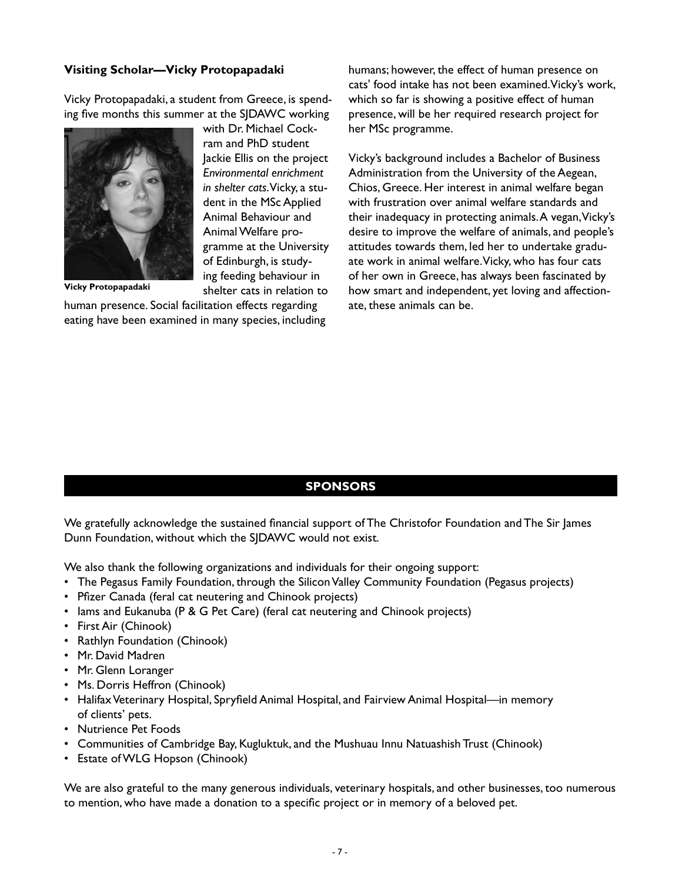### Visiting Scholar—Vicky Protopapadaki

Vicky Protopapadaki, a student from Greece, is spending five months this summer at the SJDAWC working with Dr. Michael Cockram and PhD student Jackie Ellis on the project *Environmental enrichment in shelter cats*. Vicky, a student in the MSc Applied Animal Behaviour and Animal Welfare programme at the University of Edinburgh, is studying feeding behaviour in shelter cats in relation to human presence. Social facilitation effects regarding eating have been examined in many species, including humans; however, the effect of human presence on cats' food intake has not been examined. Vicky's work, which so far is showing a positive effect of human presence, will be her required research project for her MSc programme.

**Vicky Protopapadaki**

Vicky's background includes a Bachelor of Business Administration from the University of the Aegean, Chios, Greece. Her interest in animal welfare began with frustration over animal welfare standards and their inadequacy in protecting animals. A vegan, Vicky's desire to improve the welfare of animals, and people's attitudes towards them, led her to undertake graduate work in animal welfare. Vicky, who has four cats of her own in Greece, has always been fascinated by how smart and independent, yet loving and affectionate, these animals can be.

## SPONSORS

We gratefully acknowledge the sustained financial support of The Christofor Foundation and The Sir James Dunn Foundation, without which the SJDAWC would not exist.

We also thank the following organizations and individuals for their ongoing support:

- The Pegasus Family Foundation, through the Silicon Valley Community Foundation (Pegasus projects)
- Pfizer Canada (feral cat neutering and Chinook projects)
- Iams and Eukanuba (P & G Pet Care) (feral cat neutering and Chinook projects)
- First Air (Chinook)
- Rathlyn Foundation (Chinook)
- Mr. David Madren
- Mr. Glenn Loranger
- Ms. Dorris Heffron (Chinook)
- Halifax Veterinary Hospital, Spryfield Animal Hospital, and Fairview Animal Hospital—in memory of clients' pets.
- Nutrience Pet Foods
- Communities of Cambridge Bay, Kugluktuk, and the Mushuau Innu Natuashish Trust (Chinook)
- Estate of WLG Hopson (Chinook)

We are also grateful to the many generous individuals, veterinary hospitals, and other businesses, too numerous to mention, who have made a donation to a specific project or in memory of a beloved pet.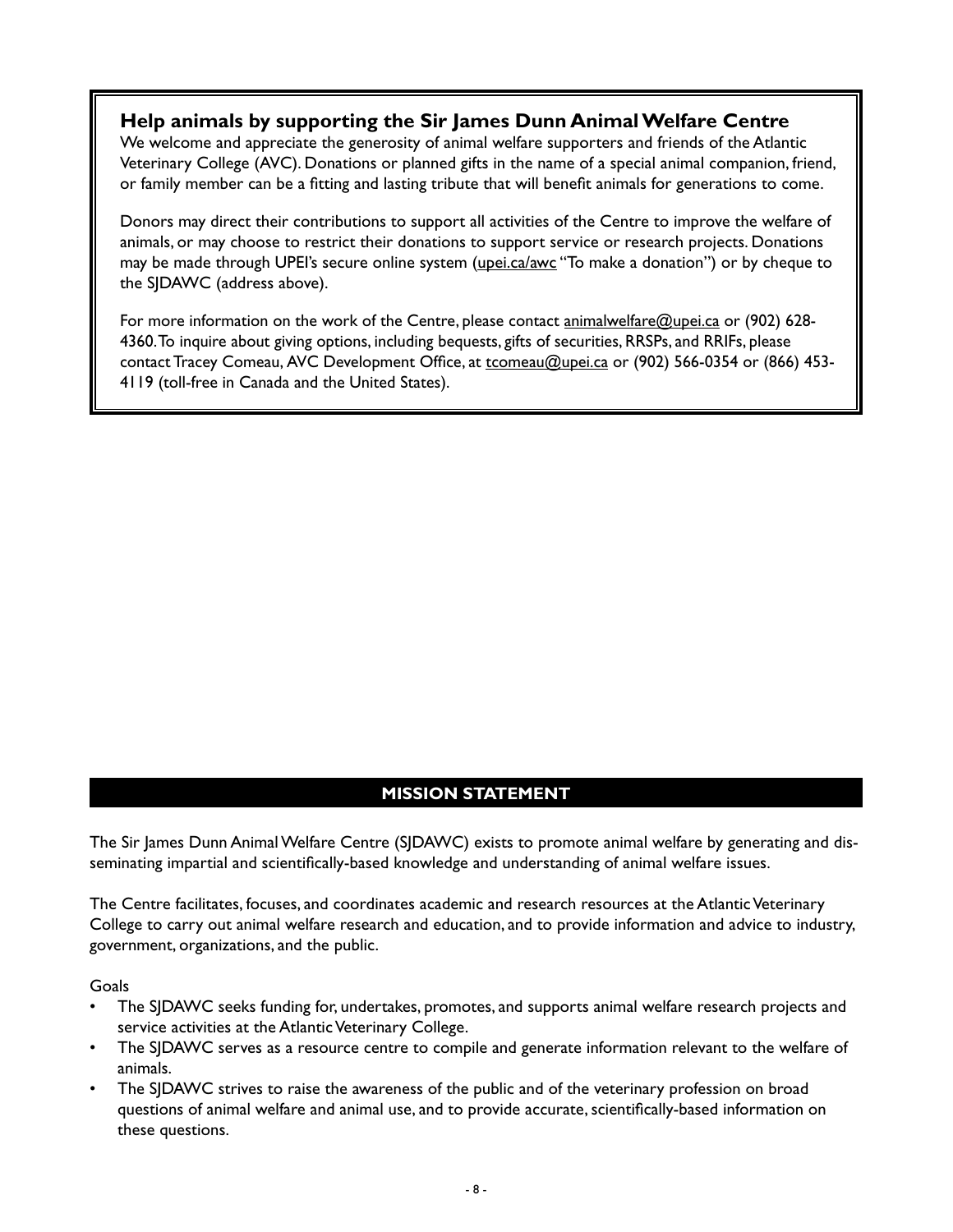## Help animals by supporting the Sir James Dunn Animal Welfare Centre

We welcome and appreciate the generosity of animal welfare supporters and friends of the Atlantic Veterinary College (AVC). Donations or planned gifts in the name of a special animal companion, friend, or family member can be a fitting and lasting tribute that will benefit animals for generations to come.

Donors may direct their contributions to support all activities of the Centre to improve the welfare of animals, or may choose to restrict their donations to support service or research projects. Donations may be made through UPEI's secure online system (upei.ca/awc "To make a donation") or by cheque to the SJDAWC (address above).

For more information on the work of the Centre, please contact animalwelfare@upei.ca or (902) 628-4360. To inquire about giving options, including bequests, gifts of securities, RRSPs, and RRIFs, please contact Tracey Comeau, AVC Development Office, at tcomeau@upei.ca or (902) 566-0354 or (866) 453-4119 (toll-free in Canada and the United States).

## MISSION STATEMENT

The Sir James Dunn Animal Welfare Centre (SJDAWC) exists to promote animal welfare by generating and disseminating impartial and scientifically-based knowledge and understanding of animal welfare issues.

The Centre facilitates, focuses, and coordinates academic and research resources at the Atlantic Veterinary College to carry out animal welfare research and education, and to provide information and advice to industry, government, organizations, and the public.

Goals

- The SJDAWC seeks funding for, undertakes, promotes, and supports animal welfare research projects and service activities at the Atlantic Veterinary College.
- The SJDAWC serves as a resource centre to compile and generate information relevant to the welfare of animals.
- The SJDAWC strives to raise the awareness of the public and of the veterinary profession on broad questions of animal welfare and animal use, and to provide accurate, scientifically-based information on these questions.